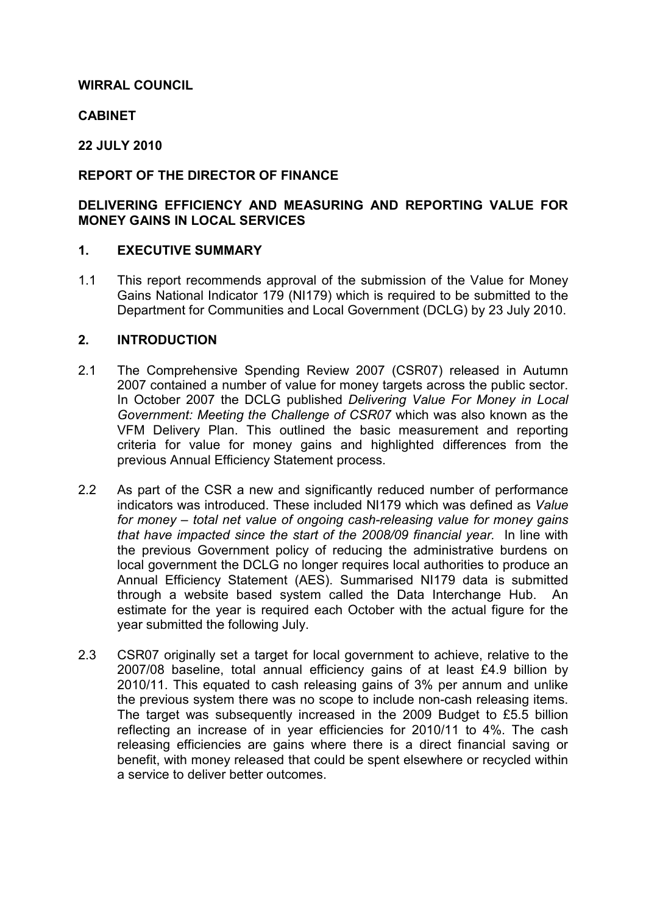**WIRRAL COUNCIL**

**CABINET**

**22 JULY 2010**

**REPORT OF THE DIRECTOR OF FINANCE**

**DELIVERING EFFICIENCY AND MEASURING AND REPORTING VALUE FOR MONEY GAINS IN LOCAL SERVICES**

## 1. EXECUTIVE SUMMARY

1.1 This report recommends approval of the submission of the Value for Money Gains National Indicator 179 (NI179) which is required to be submitted to the Department for Communities and Local Government (DCLG) by 23 July 2010.

## 2. INTRODUCTION

2.1 The Comprehensive Spending Review 2007 (CSR07) released in Autumn 2007 contained a number of value for money targets across the public sector. In October 2007 the DCLG published *Delivering Value For Money in Local Government: Meeting the Challenge of CSR07* which was also known as the VFM Delivery Plan. This outlined the basic measurement and reporting criteria for value for money gains and highlighted differences from the previous Annual Efficiency Statement process.

2.2 As part of the CSR a new and significantly reduced number of performance indicators was introduced. These included NI179 which was defined as *Value for money – total net value of ongoing cash-releasing value for money gains that have impacted since the start of the 2008/09 financial year.* In line with the previous Government policy of reducing the administrative burdens on local government the DCLG no longer requires local authorities to produce an Annual Efficiency Statement (AES). Summarised NI179 data is submitted through a website based system called the Data Interchange Hub. An estimate for the year is required each October with the actual figure for the year submitted the following July.

2.3 CSR07 originally set a target for local government to achieve, relative to the 2007/08 baseline, total annual efficiency gains of at least £4.9 billion by 2010/11. This equated to cash releasing gains of 3% per annum and unlike the previous system there was no scope to include non-cash releasing items. The target was subsequently increased in the 2009 Budget to £5.5 billion reflecting an increase of in year efficiencies for 2010/11 to 4%. The cash releasing efficiencies are gains where there is a direct financial saving or benefit, with money released that could be spent elsewhere or recycled within a service to deliver better outcomes.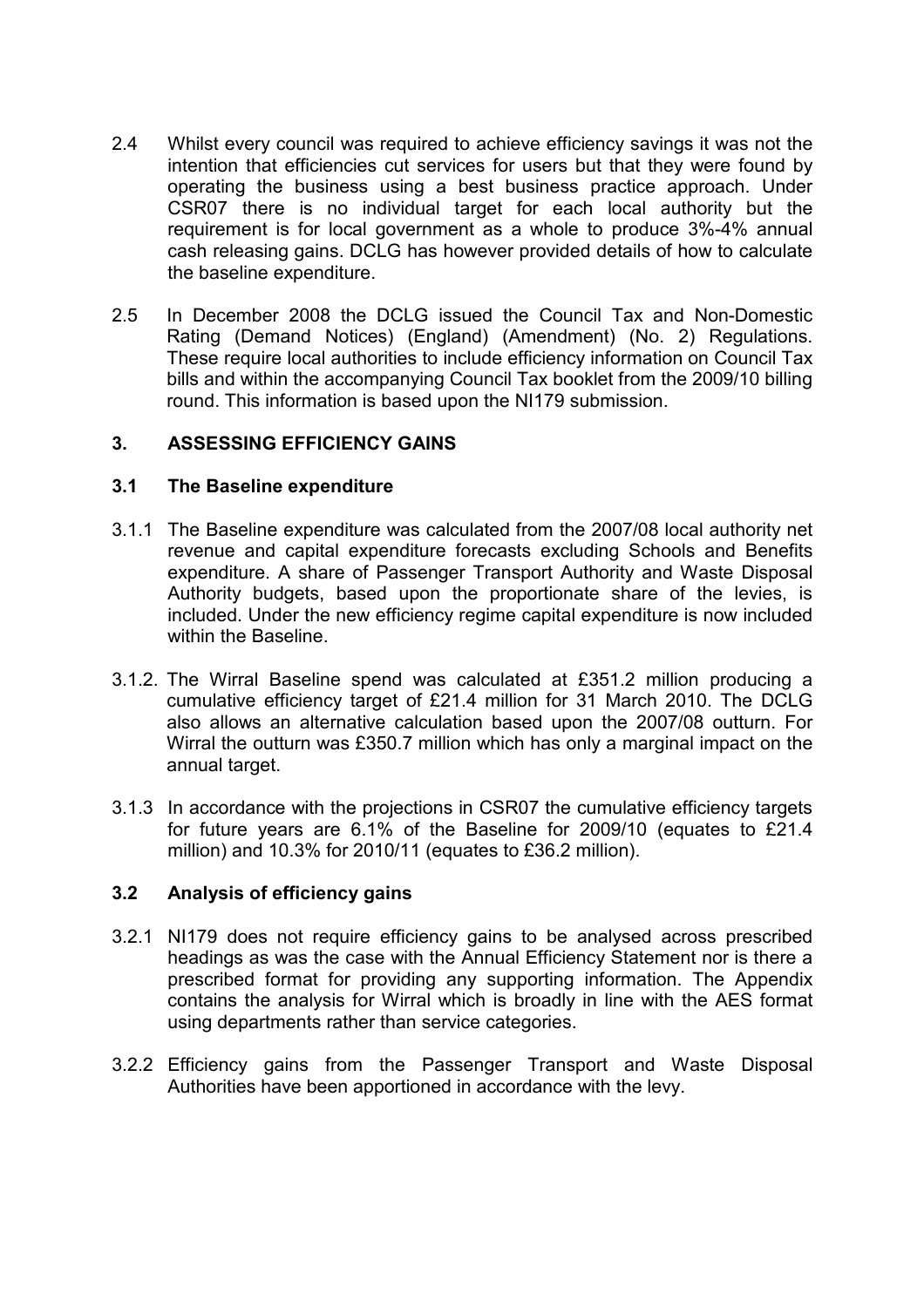2.4 Whilst every council was required to achieve efficiency savings it was not the intention that efficiencies cut services for users but that they were found by operating the business using a best business practice approach. Under CSR07 there is no individual target for each local authority but the requirement is for local government as a whole to produce 3%-4% annual cash releasing gains. DCLG has however provided details of how to calculate the baseline expenditure.

2.5 In December 2008 the DCLG issued the Council Tax and Non-Domestic Rating (Demand Notices) (England) (Amendment) (No. 2) Regulations. These require local authorities to include efficiency information on Council Tax bills and within the accompanying Council Tax booklet from the 2009/10 billing round. This information is based upon the NI179 submission.

## 3. ASSESSING EFFICIENCY GAINS

### 3.1 The Baseline expenditure

3.1.1 The Baseline expenditure was calculated from the 2007/08 local authority net revenue and capital expenditure forecasts excluding Schools and Benefits expenditure. A share of Passenger Transport Authority and Waste Disposal Authority budgets, based upon the proportionate share of the levies, is included. Under the new efficiency regime capital expenditure is now included within the Baseline.

3.1.2. The Wirral Baseline spend was calculated at £351.2 million producing a cumulative efficiency target of £21.4 million for 31 March 2010. The DCLG also allows an alternative calculation based upon the 2007/08 outturn. For Wirral the outturn was £350.7 million which has only a marginal impact on the annual target.

3.1.3 In accordance with the projections in CSR07 the cumulative efficiency targets for future years are 6.1% of the Baseline for 2009/10 (equates to £21.4 million) and 10.3% for 2010/11 (equates to £36.2 million).

### 3.2 Analysis of efficiency gains

3.2.1 NI179 does not require efficiency gains to be analysed across prescribed headings as was the case with the Annual Efficiency Statement nor is there a prescribed format for providing any supporting information. The Appendix contains the analysis for Wirral which is broadly in line with the AES format using departments rather than service categories.

3.2.2 Efficiency gains from the Passenger Transport and Waste Disposal Authorities have been apportioned in accordance with the levy.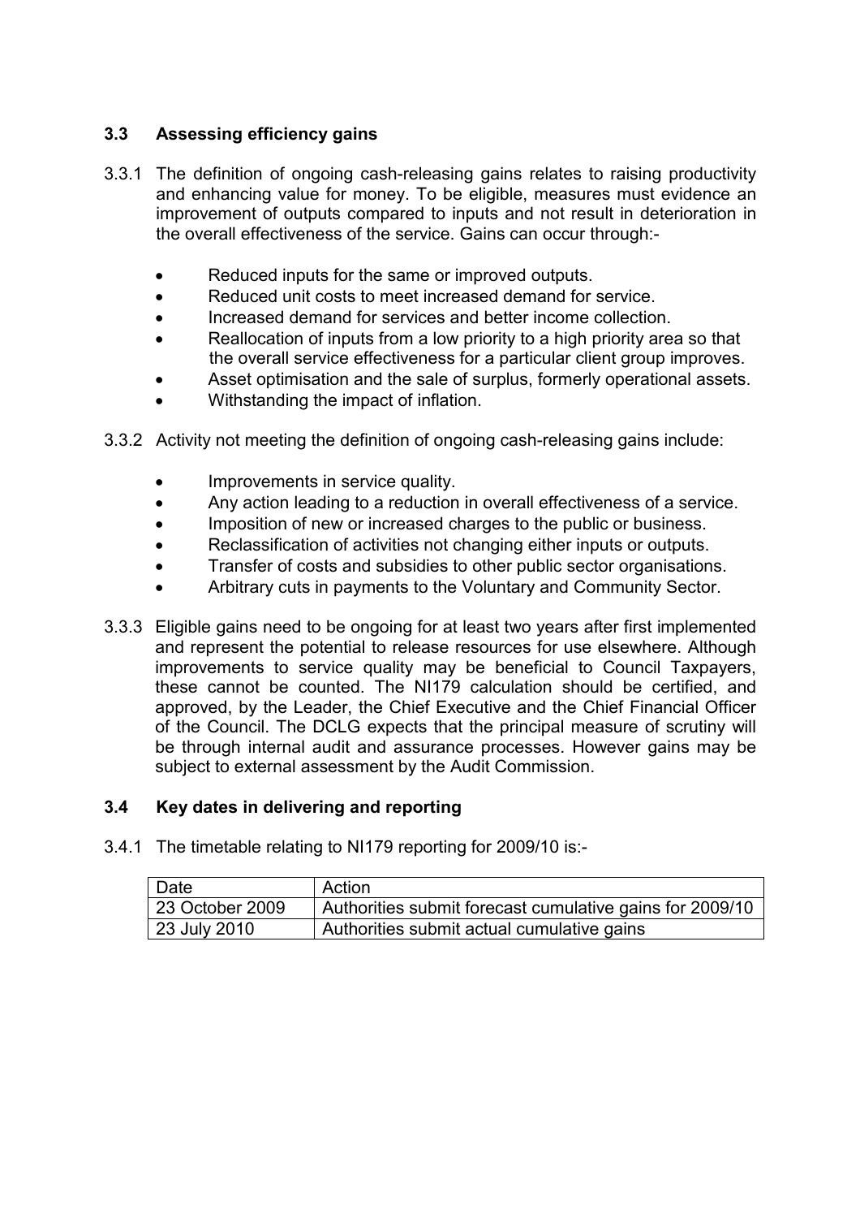### 3.3 Assessing efficiency gains

3.3.1 The definition of ongoing cash-releasing gains relates to raising productivity and enhancing value for money. To be eligible, measures must evidence an improvement of outputs compared to inputs and not result in deterioration in the overall effectiveness of the service. Gains can occur through:-

- Reduced inputs for the same or improved outputs.
- Reduced unit costs to meet increased demand for service.
- Increased demand for services and better income collection.
- Reallocation of inputs from a low priority to a high priority area so that the overall service effectiveness for a particular client group improves.
- Asset optimisation and the sale of surplus, formerly operational assets.
- Withstanding the impact of inflation.

3.3.2 Activity not meeting the definition of ongoing cash-releasing gains include:

- Improvements in service quality.
- Any action leading to a reduction in overall effectiveness of a service.
- Imposition of new or increased charges to the public or business.
- Reclassification of activities not changing either inputs or outputs.
- Transfer of costs and subsidies to other public sector organisations.
- Arbitrary cuts in payments to the Voluntary and Community Sector.

3.3.3 Eligible gains need to be ongoing for at least two years after first implemented and represent the potential to release resources for use elsewhere. Although improvements to service quality may be beneficial to Council Taxpayers, these cannot be counted. The NI179 calculation should be certified, and approved, by the Leader, the Chief Executive and the Chief Financial Officer of the Council. The DCLG expects that the principal measure of scrutiny will be through internal audit and assurance processes. However gains may be subject to external assessment by the Audit Commission.

### 3.4 Key dates in delivering and reporting

3.4.1 The timetable relating to NI179 reporting for 2009/10 is:-

| Date | Action |
|---|---|
| 23 October 2009 | Authorities submit forecast cumulative gains for 2009/10 |
| 23 July 2010 | Authorities submit actual cumulative gains |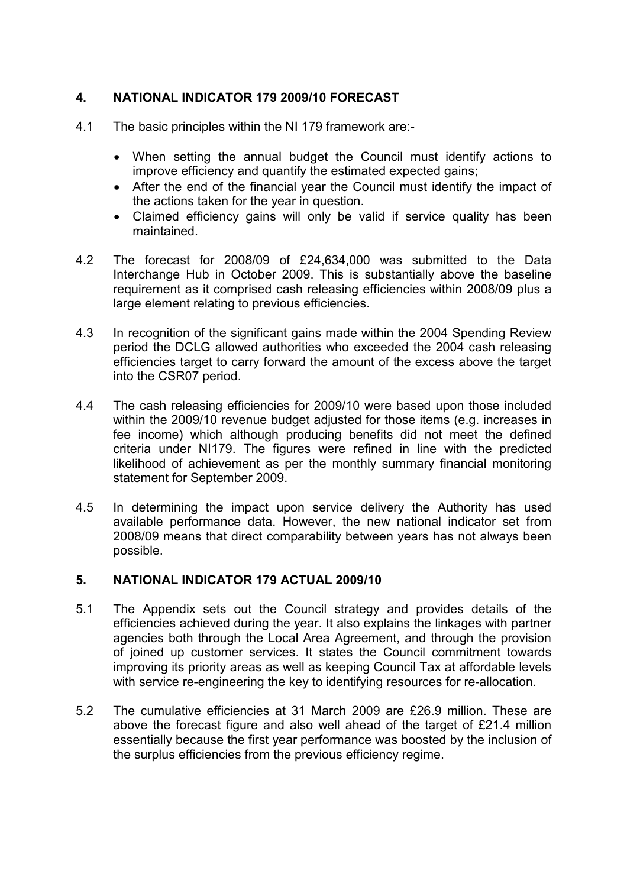## 4. NATIONAL INDICATOR 179 2009/10 FORECAST

4.1 The basic principles within the NI 179 framework are:-

- When setting the annual budget the Council must identify actions to improve efficiency and quantify the estimated expected gains;
- After the end of the financial year the Council must identify the impact of the actions taken for the year in question.
- Claimed efficiency gains will only be valid if service quality has been maintained.

4.2 The forecast for 2008/09 of £24,634,000 was submitted to the Data Interchange Hub in October 2009. This is substantially above the baseline requirement as it comprised cash releasing efficiencies within 2008/09 plus a large element relating to previous efficiencies.

4.3 In recognition of the significant gains made within the 2004 Spending Review period the DCLG allowed authorities who exceeded the 2004 cash releasing efficiencies target to carry forward the amount of the excess above the target into the CSR07 period.

4.4 The cash releasing efficiencies for 2009/10 were based upon those included within the 2009/10 revenue budget adjusted for those items (e.g. increases in fee income) which although producing benefits did not meet the defined criteria under NI179. The figures were refined in line with the predicted likelihood of achievement as per the monthly summary financial monitoring statement for September 2009.

4.5 In determining the impact upon service delivery the Authority has used available performance data. However, the new national indicator set from 2008/09 means that direct comparability between years has not always been possible.

## 5. NATIONAL INDICATOR 179 ACTUAL 2009/10

5.1 The Appendix sets out the Council strategy and provides details of the efficiencies achieved during the year. It also explains the linkages with partner agencies both through the Local Area Agreement, and through the provision of joined up customer services. It states the Council commitment towards improving its priority areas as well as keeping Council Tax at affordable levels with service re-engineering the key to identifying resources for re-allocation.

5.2 The cumulative efficiencies at 31 March 2009 are £26.9 million. These are above the forecast figure and also well ahead of the target of £21.4 million essentially because the first year performance was boosted by the inclusion of the surplus efficiencies from the previous efficiency regime.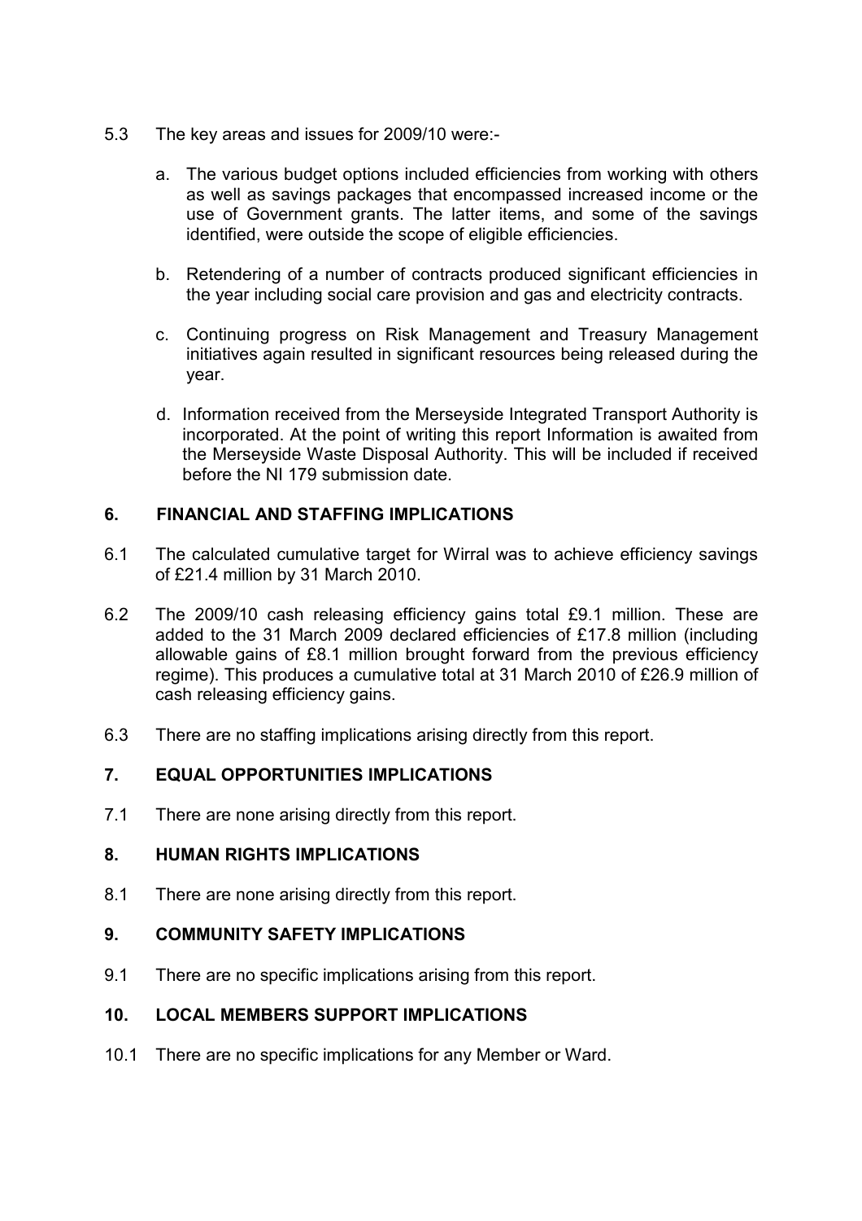5.3 The key areas and issues for 2009/10 were:-

a. The various budget options included efficiencies from working with others as well as savings packages that encompassed increased income or the use of Government grants. The latter items, and some of the savings identified, were outside the scope of eligible efficiencies.

b. Retendering of a number of contracts produced significant efficiencies in the year including social care provision and gas and electricity contracts.

c. Continuing progress on Risk Management and Treasury Management initiatives again resulted in significant resources being released during the year.

d. Information received from the Merseyside Integrated Transport Authority is incorporated. At the point of writing this report Information is awaited from the Merseyside Waste Disposal Authority. This will be included if received before the NI 179 submission date.

## 6. FINANCIAL AND STAFFING IMPLICATIONS

6.1 The calculated cumulative target for Wirral was to achieve efficiency savings of £21.4 million by 31 March 2010.

6.2 The 2009/10 cash releasing efficiency gains total £9.1 million. These are added to the 31 March 2009 declared efficiencies of £17.8 million (including allowable gains of £8.1 million brought forward from the previous efficiency regime). This produces a cumulative total at 31 March 2010 of £26.9 million of cash releasing efficiency gains.

6.3 There are no staffing implications arising directly from this report.

## 7. EQUAL OPPORTUNITIES IMPLICATIONS

7.1 There are none arising directly from this report.

## 8. HUMAN RIGHTS IMPLICATIONS

8.1 There are none arising directly from this report.

## 9. COMMUNITY SAFETY IMPLICATIONS

9.1 There are no specific implications arising from this report.

## 10. LOCAL MEMBERS SUPPORT IMPLICATIONS

10.1 There are no specific implications for any Member or Ward.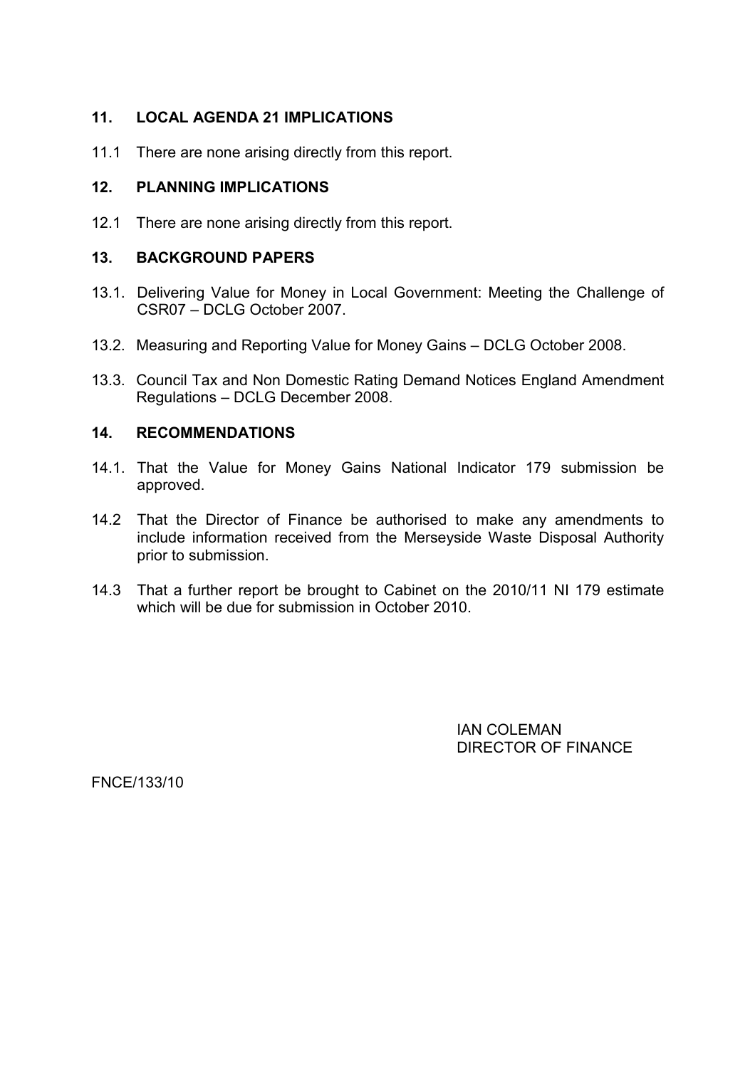## 11. LOCAL AGENDA 21 IMPLICATIONS

11.1 There are none arising directly from this report.

## 12. PLANNING IMPLICATIONS

12.1 There are none arising directly from this report.

## 13. BACKGROUND PAPERS

13.1. Delivering Value for Money in Local Government: Meeting the Challenge of CSR07 – DCLG October 2007.

13.2. Measuring and Reporting Value for Money Gains – DCLG October 2008.

13.3. Council Tax and Non Domestic Rating Demand Notices England Amendment Regulations – DCLG December 2008.

## 14. RECOMMENDATIONS

14.1. That the Value for Money Gains National Indicator 179 submission be approved.

14.2 That the Director of Finance be authorised to make any amendments to include information received from the Merseyside Waste Disposal Authority prior to submission.

14.3 That a further report be brought to Cabinet on the 2010/11 NI 179 estimate which will be due for submission in October 2010.

IAN COLEMAN
DIRECTOR OF FINANCE

FNCE/133/10